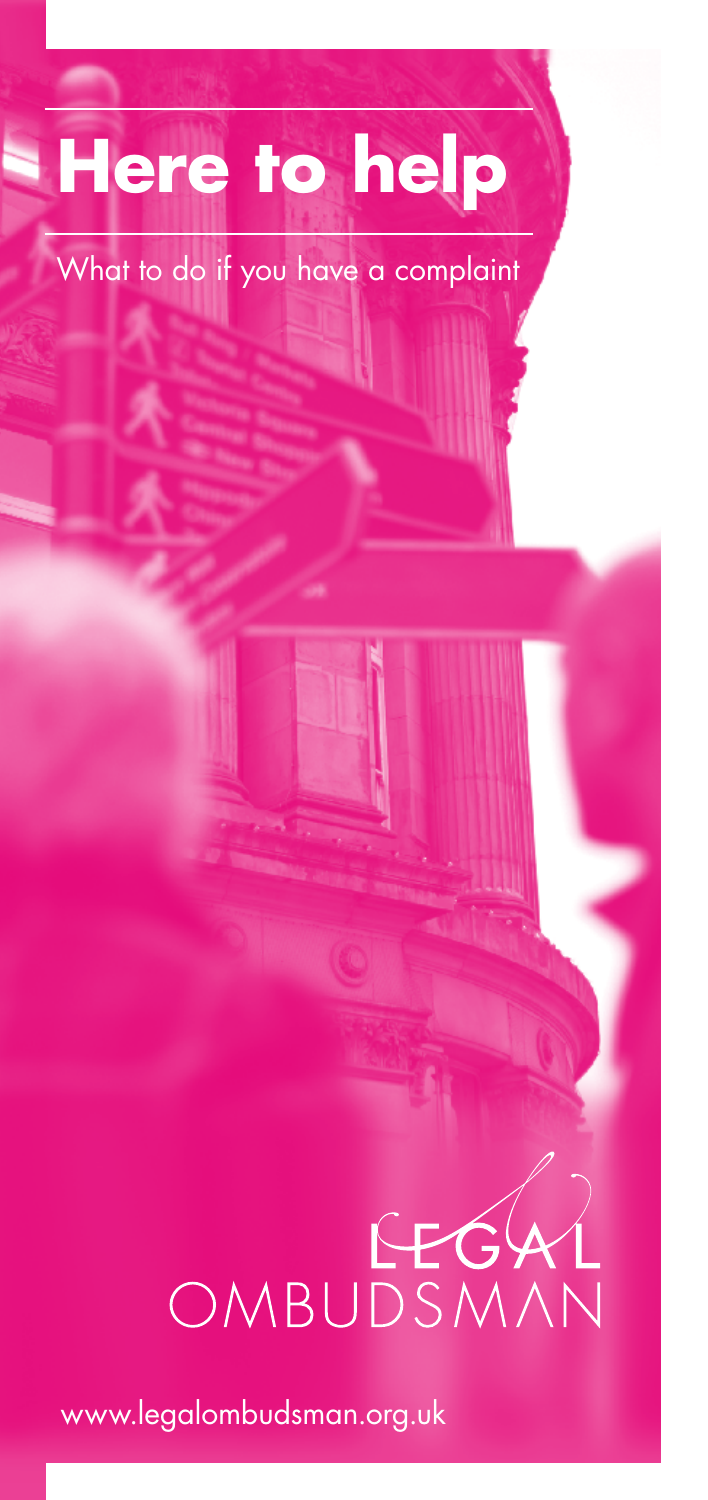# Here to help

What to do if you have a complaint

LEGAL OMBUDSMAN

www.legalombudsman.org.uk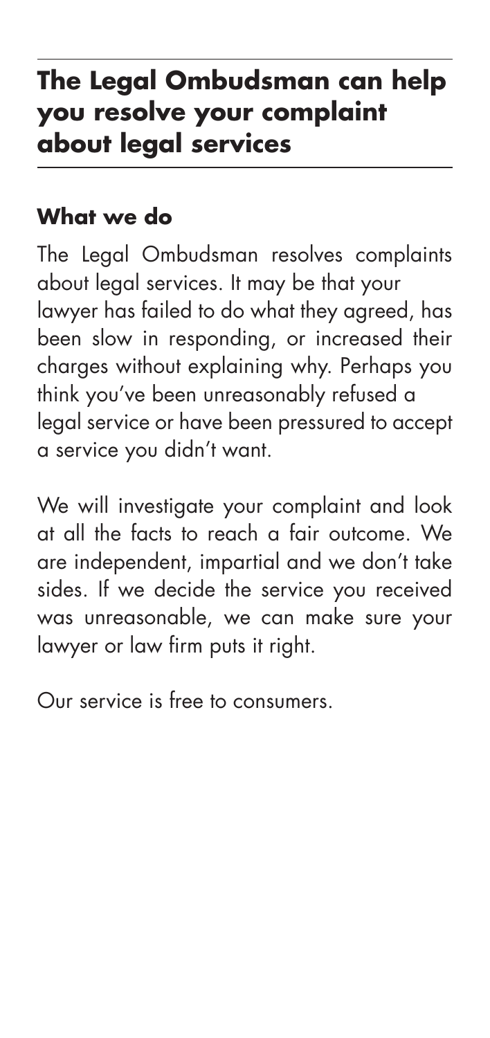# The Legal Ombudsman can help you resolve your complaint about legal services

## What we do

The Legal Ombudsman resolves complaints about legal services. It may be that your lawyer has failed to do what they agreed, has been slow in responding, or increased their charges without explaining why. Perhaps you think you've been unreasonably refused a legal service or have been pressured to accept a service you didn't want.

We will investigate your complaint and look at all the facts to reach a fair outcome. We are independent, impartial and we don't take sides. If we decide the service you received was unreasonable, we can make sure your lawyer or law firm puts it right.

Our service is free to consumers.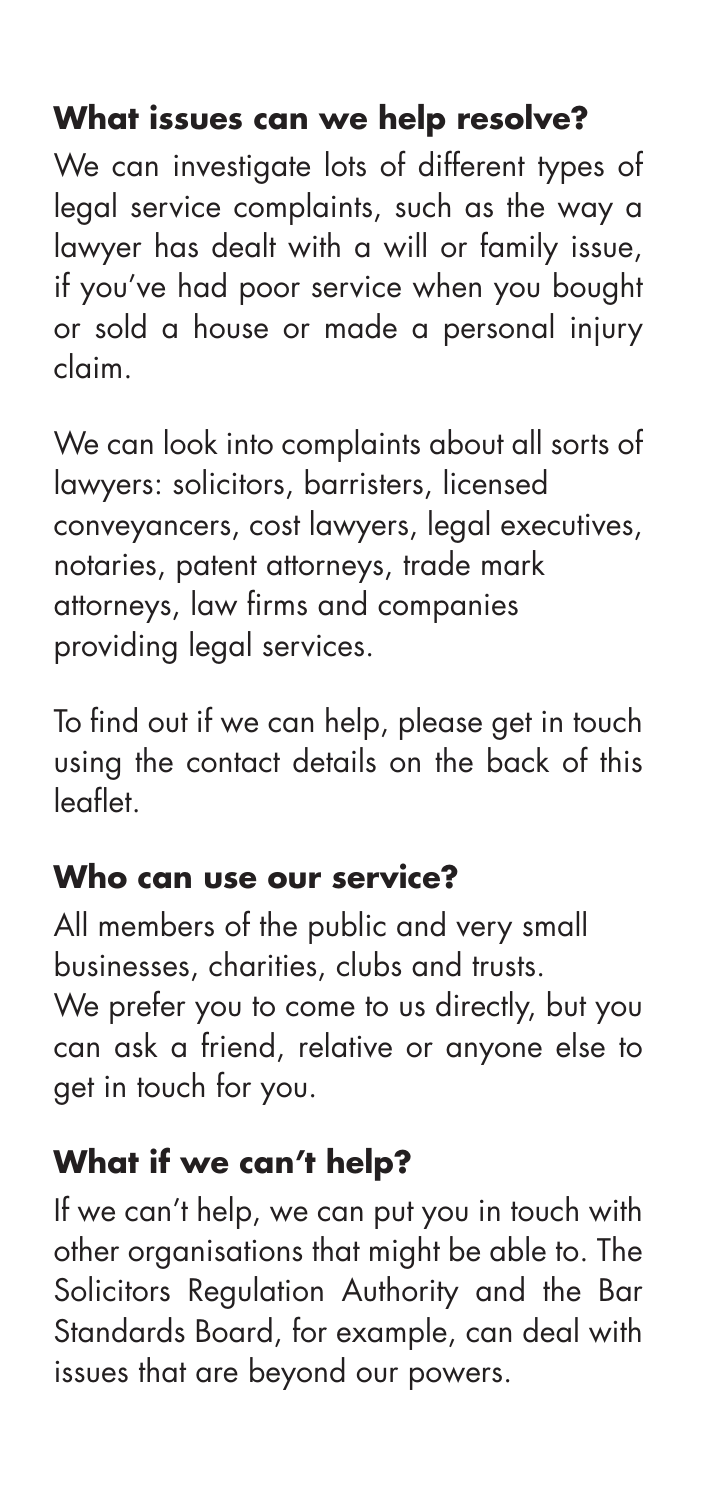## What issues can we help resolve?

We can investigate lots of different types of legal service complaints, such as the way a lawyer has dealt with a will or family issue, if you've had poor service when you bought or sold a house or made a personal injury claim.

We can look into complaints about all sorts of lawyers: solicitors, barristers, licensed conveyancers, cost lawyers, legal executives, notaries, patent attorneys, trade mark attorneys, law firms and companies providing legal services.

To find out if we can help, please get in touch using the contact details on the back of this leaflet.

## Who can use our service?

All members of the public and very small businesses, charities, clubs and trusts.
We prefer you to come to us directly, but you can ask a friend, relative or anyone else to get in touch for you.

## What if we can't help?

If we can't help, we can put you in touch with other organisations that might be able to. The Solicitors Regulation Authority and the Bar Standards Board, for example, can deal with issues that are beyond our powers.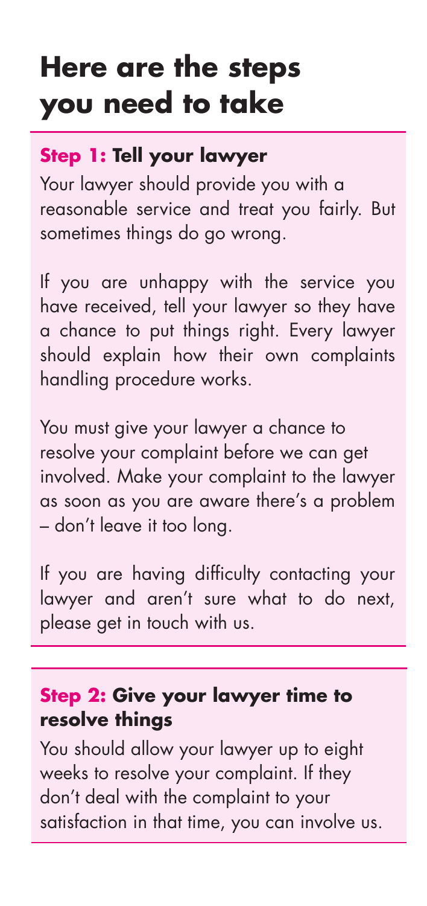# Here are the steps you need to take

### **Step 1:** Tell your lawyer

Your lawyer should provide you with a reasonable service and treat you fairly. But sometimes things do go wrong.

If you are unhappy with the service you have received, tell your lawyer so they have a chance to put things right. Every lawyer should explain how their own complaints handling procedure works.

You must give your lawyer a chance to resolve your complaint before we can get involved. Make your complaint to the lawyer as soon as you are aware there's a problem – don't leave it too long.

If you are having difficulty contacting your lawyer and aren't sure what to do next, please get in touch with us.

### **Step 2:** Give your lawyer time to resolve things

You should allow your lawyer up to eight weeks to resolve your complaint. If they don't deal with the complaint to your satisfaction in that time, you can involve us.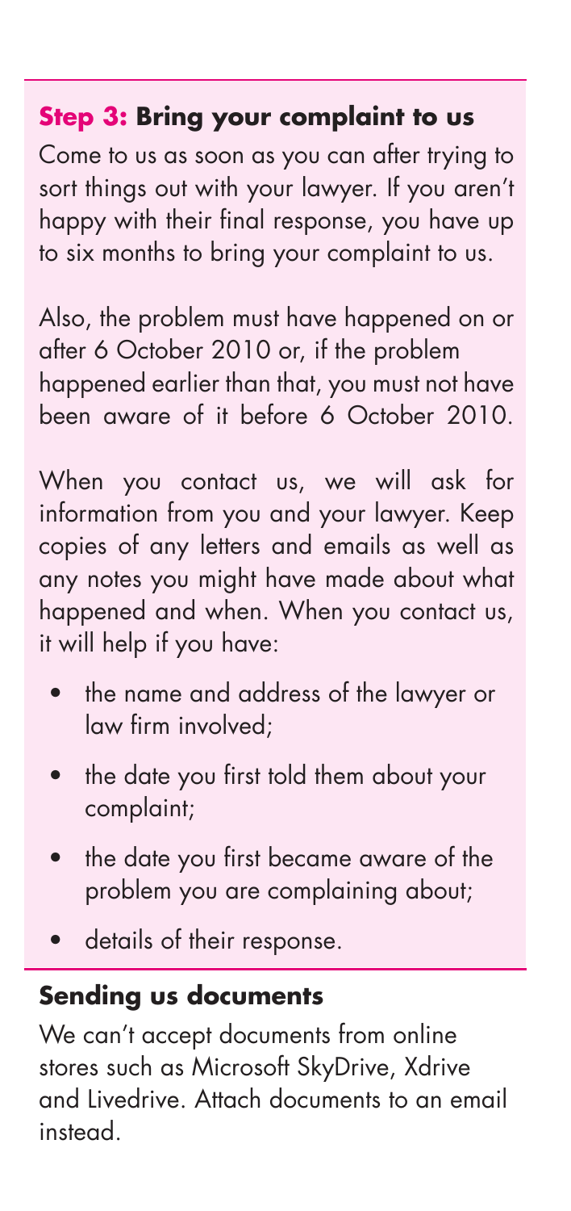## **Step 3:** Bring your complaint to us

Come to us as soon as you can after trying to sort things out with your lawyer. If you aren't happy with their final response, you have up to six months to bring your complaint to us.

Also, the problem must have happened on or after 6 October 2010 or, if the problem happened earlier than that, you must not have been aware of it before 6 October 2010.

When you contact us, we will ask for information from you and your lawyer. Keep copies of any letters and emails as well as any notes you might have made about what happened and when. When you contact us, it will help if you have:

- the name and address of the lawyer or law firm involved;
- the date you first told them about your complaint;
- the date you first became aware of the problem you are complaining about;
- details of their response.

## Sending us documents

We can't accept documents from online stores such as Microsoft SkyDrive, Xdrive and Livedrive. Attach documents to an email instead.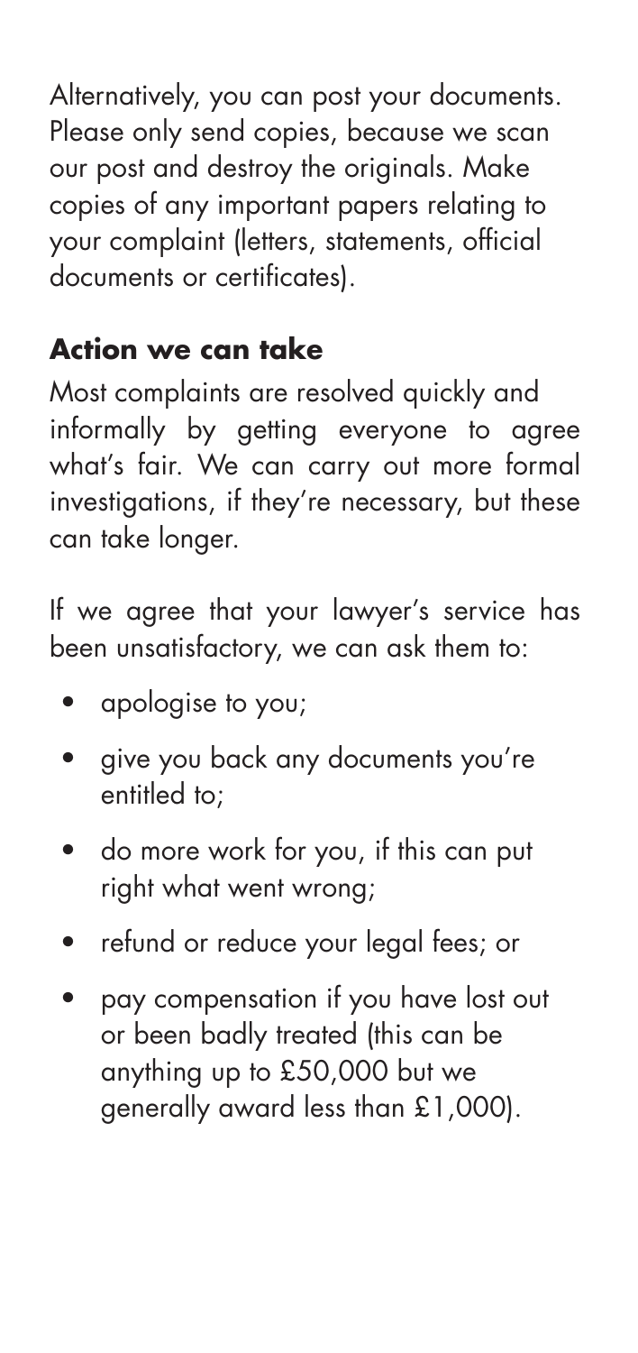Alternatively, you can post your documents. Please only send copies, because we scan our post and destroy the originals. Make copies of any important papers relating to your complaint (letters, statements, official documents or certificates).

## Action we can take

Most complaints are resolved quickly and informally by getting everyone to agree what's fair. We can carry out more formal investigations, if they're necessary, but these can take longer.

If we agree that your lawyer's service has been unsatisfactory, we can ask them to:

- apologise to you;
- give you back any documents you're entitled to;
- do more work for you, if this can put right what went wrong;
- refund or reduce your legal fees; or
- pay compensation if you have lost out or been badly treated (this can be anything up to £50,000 but we generally award less than £1,000).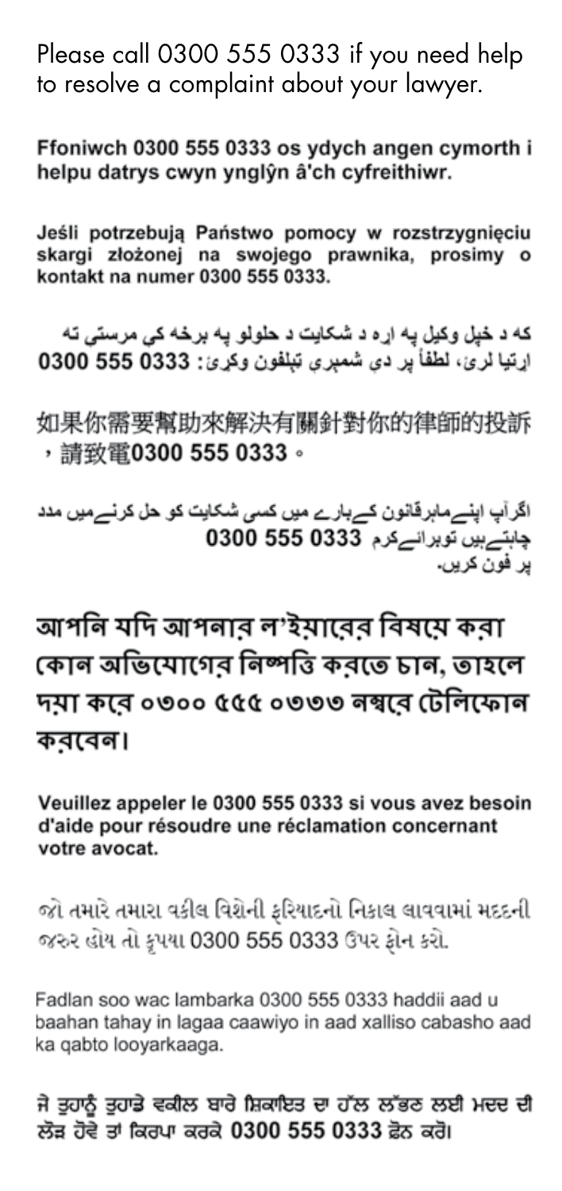Please call 0300 555 0333 if you need help to resolve a complaint about your lawyer.

**Ffoniwch 0300 555 0333 os ydych angen cymorth i helpu datrys cwyn ynglŷn â'ch cyfreithiwr.**

**Jeśli potrzebują Państwo pomocy w rozstrzygnięciu skargi złożonej na swojego prawnika, prosimy o kontakt na numer 0300 555 0333.**

**که د خپل وکیل په اړه د شکایت د حلولو په برخه کې مرستې ته اړتیا لرئ، لطفاً پر دې شمېرې ټیلفون وکړئ: 0300 555 0333**

如果你需要幫助來解決有關針對你的律師的投訴，請致電**0300 555 0333**。

**اگر آپ اپنے ماہرقانون کے بارے میں کسی شکایت کو حل کرنے میں مدد چاہتے ہیں توبرائےکرم 0300 555 0333 پر فون کریں۔**

**আপনি যদি আপনার ল'ইয়ারের বিষয়ে করা কোন অভিযোগের নিষ্পত্তি করতে চান, তাহলে দয়া করে ০৩০০ ৫৫৫ ০৩৩৩ নম্বরে টেলিফোন করবেন।**

**Veuillez appeler le 0300 555 0333 si vous avez besoin d'aide pour résoudre une réclamation concernant votre avocat.**

જો તમારે તમારા વકીલ વિશેની ફરિયાદનો નિકાલ લાવવામાં મદદની જરુર હોય તો કૃપયા 0300 555 0333 ઉપર ફોન કરો.

Fadlan soo wac lambarka 0300 555 0333 haddii aad u baahan tahay in lagaa caawiyo in aad xalliso cabasho aad ka qabto looyarkaaga.

**ਜੇ ਤੁਹਾਨੂੰ ਤੁਹਾਡੇ ਵਕੀਲ ਬਾਰੇ ਸ਼ਿਕਾਇਤ ਦਾ ਹੱਲ ਲੱਭਣ ਲਈ ਮਦਦ ਦੀ ਲੋੜ ਹੋਵੇ ਤਾਂ ਕਿਰਪਾ ਕਰਕੇ 0300 555 0333 ਫ਼ੋਨ ਕਰੋ।**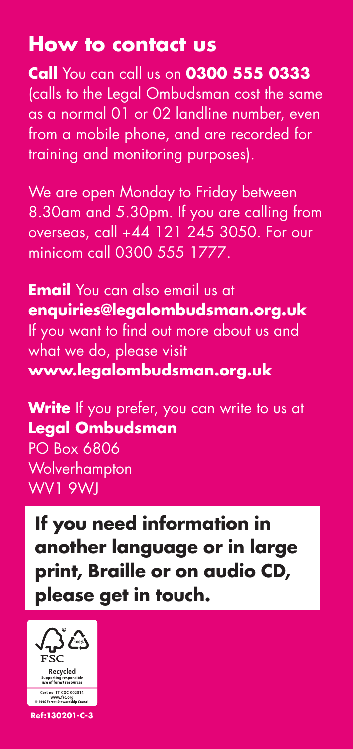## How to contact us

**Call** You can call us on **0300 555 0333** (calls to the Legal Ombudsman cost the same as a normal 01 or 02 landline number, even from a mobile phone, and are recorded for training and monitoring purposes).

We are open Monday to Friday between 8.30am and 5.30pm. If you are calling from overseas, call +44 121 245 3050. For our minicom call 0300 555 1777.

**Email** You can also email us at **enquiries@legalombudsman.org.uk**
If you want to find out more about us and what we do, please visit **www.legalombudsman.org.uk**

**Write** If you prefer, you can write to us at
**Legal Ombudsman**
PO Box 6806
Wolverhampton
WV1 9WJ

**If you need information in another language or in large print, Braille or on audio CD, please get in touch.**

FSC
Recycled
Supporting responsible use of forest resources
Cert no. TT-COC-002814
www.fsc.org
© 1996 Forest Stewardship Council

**Ref:130201-C-3**